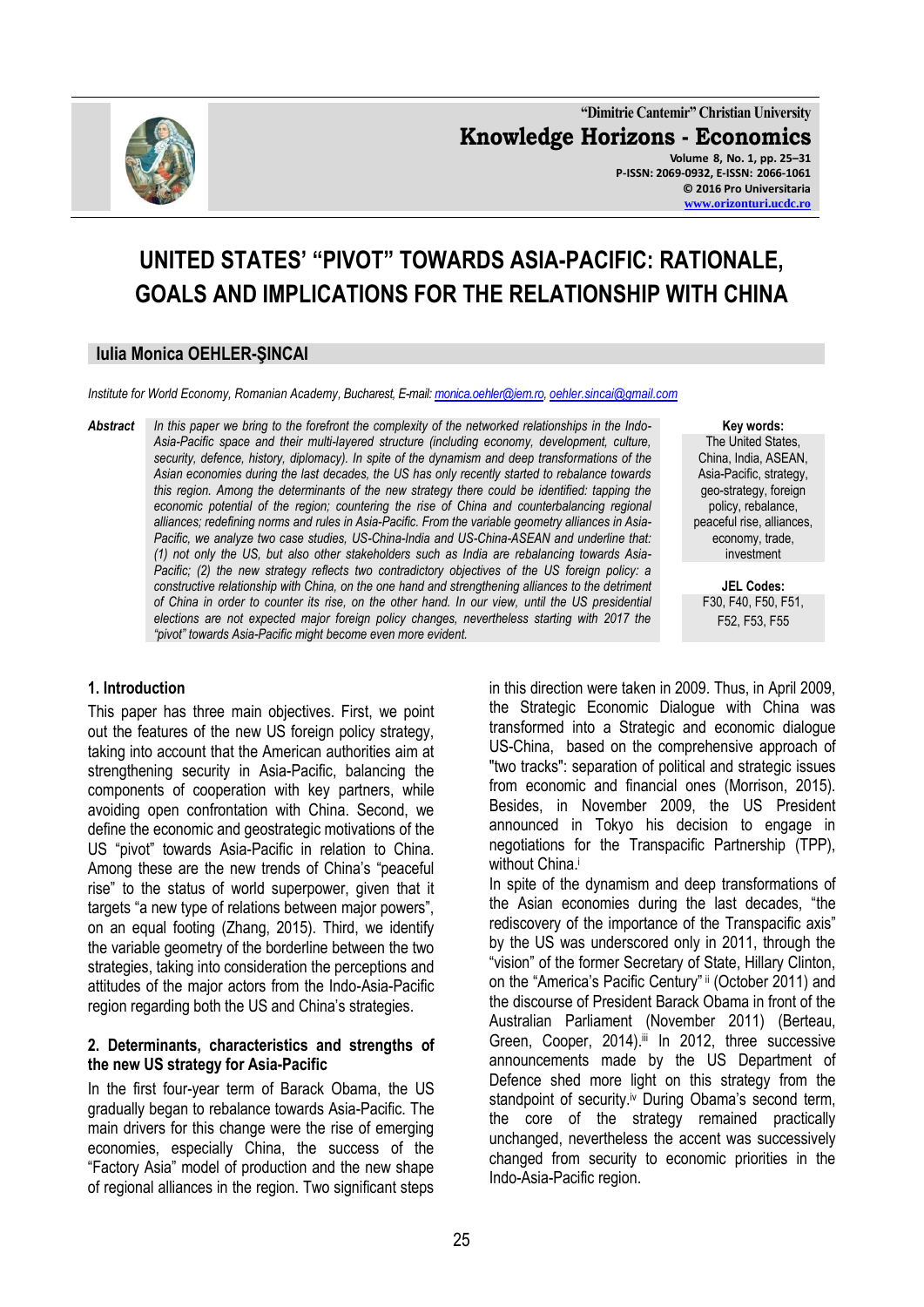# UNITED STATES' "PIVOT" TOWARDS ASIA-PACIFIC: RATIONALE, GOALS AND IMPLICATIONS FOR THE RELATIONSHIP WITH CHINA

**Iulia Monica OEHLER-ŞINCAI**

*Institute for World Economy, Romanian Academy, Bucharest, E-mail: monica.oehler@iem.ro, oehler.sincai@gmail.com*

***Abstract*** *In this paper we bring to the forefront the complexity of the networked relationships in the Indo-Asia-Pacific space and their multi-layered structure (including economy, development, culture, security, defence, history, diplomacy). In spite of the dynamism and deep transformations of the Asian economies during the last decades, the US has only recently started to rebalance towards this region. Among the determinants of the new strategy there could be identified: tapping the economic potential of the region; countering the rise of China and counterbalancing regional alliances; redefining norms and rules in Asia-Pacific. From the variable geometry alliances in Asia-Pacific, we analyze two case studies, US-China-India and US-China-ASEAN and underline that: (1) not only the US, but also other stakeholders such as India are rebalancing towards Asia-Pacific; (2) the new strategy reflects two contradictory objectives of the US foreign policy: a constructive relationship with China, on the one hand and strengthening alliances to the detriment of China in order to counter its rise, on the other hand. In our view, until the US presidential elections are not expected major foreign policy changes, nevertheless starting with 2017 the "pivot" towards Asia-Pacific might become even more evident.*

**Key words:** The United States, China, India, ASEAN, Asia-Pacific, strategy, geo-strategy, foreign policy, rebalance, peaceful rise, alliances, economy, trade, investment

**JEL Codes:** F30, F40, F50, F51, F52, F53, F55

## 1. Introduction

This paper has three main objectives. First, we point out the features of the new US foreign policy strategy, taking into account that the American authorities aim at strengthening security in Asia-Pacific, balancing the components of cooperation with key partners, while avoiding open confrontation with China. Second, we define the economic and geostrategic motivations of the US "pivot" towards Asia-Pacific in relation to China. Among these are the new trends of China's "peaceful rise" to the status of world superpower, given that it targets "a new type of relations between major powers", on an equal footing (Zhang, 2015). Third, we identify the variable geometry of the borderline between the two strategies, taking into consideration the perceptions and attitudes of the major actors from the Indo-Asia-Pacific region regarding both the US and China's strategies.

## 2. Determinants, characteristics and strengths of the new US strategy for Asia-Pacific

In the first four-year term of Barack Obama, the US gradually began to rebalance towards Asia-Pacific. The main drivers for this change were the rise of emerging economies, especially China, the success of the "Factory Asia" model of production and the new shape of regional alliances in the region. Two significant steps in this direction were taken in 2009. Thus, in April 2009, the Strategic Economic Dialogue with China was transformed into a Strategic and economic dialogue US-China, based on the comprehensive approach of "two tracks": separation of political and strategic issues from economic and financial ones (Morrison, 2015). Besides, in November 2009, the US President announced in Tokyo his decision to engage in negotiations for the Transpacific Partnership (TPP), without China.[i]

In spite of the dynamism and deep transformations of the Asian economies during the last decades, "the rediscovery of the importance of the Transpacific axis" by the US was underscored only in 2011, through the "vision" of the former Secretary of State, Hillary Clinton, on the "America's Pacific Century"[ii] (October 2011) and the discourse of President Barack Obama in front of the Australian Parliament (November 2011) (Berteau, Green, Cooper, 2014).[iii] In 2012, three successive announcements made by the US Department of Defence shed more light on this strategy from the standpoint of security.[iv] During Obama's second term, the core of the strategy remained practically unchanged, nevertheless the accent was successively changed from security to economic priorities in the Indo-Asia-Pacific region.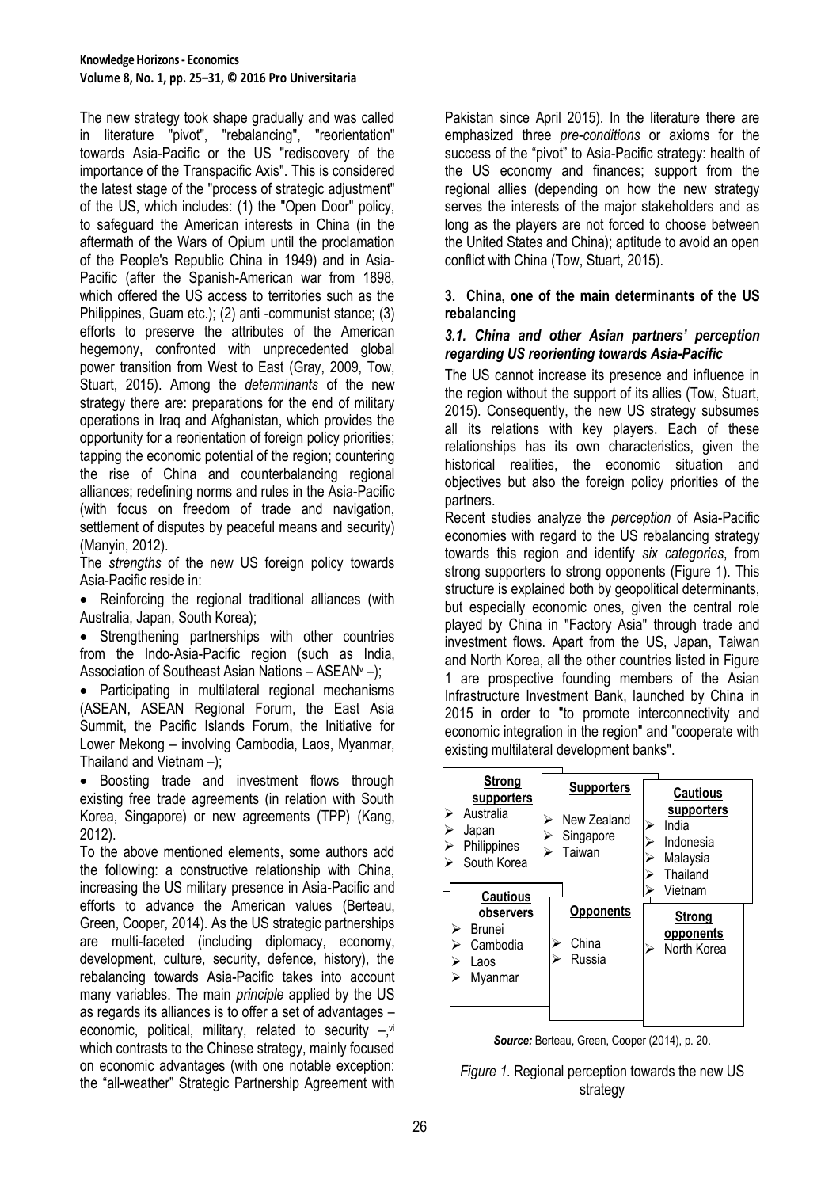The new strategy took shape gradually and was called in literature "pivot", "rebalancing", "reorientation" towards Asia-Pacific or the US "rediscovery of the importance of the Transpacific Axis". This is considered the latest stage of the "process of strategic adjustment" of the US, which includes: (1) the "Open Door" policy, to safeguard the American interests in China (in the aftermath of the Wars of Opium until the proclamation of the People's Republic China in 1949) and in Asia-Pacific (after the Spanish-American war from 1898, which offered the US access to territories such as the Philippines, Guam etc.); (2) anti -communist stance; (3) efforts to preserve the attributes of the American hegemony, confronted with unprecedented global power transition from West to East (Gray, 2009, Tow, Stuart, 2015). Among the *determinants* of the new strategy there are: preparations for the end of military operations in Iraq and Afghanistan, which provides the opportunity for a reorientation of foreign policy priorities; tapping the economic potential of the region; countering the rise of China and counterbalancing regional alliances; redefining norms and rules in the Asia-Pacific (with focus on freedom of trade and navigation, settlement of disputes by peaceful means and security) (Manyin, 2012).

The *strengths* of the new US foreign policy towards Asia-Pacific reside in:

- Reinforcing the regional traditional alliances (with Australia, Japan, South Korea);
- Strengthening partnerships with other countries from the Indo-Asia-Pacific region (such as India, Association of Southeast Asian Nations – ASEAN[v] –);
- Participating in multilateral regional mechanisms (ASEAN, ASEAN Regional Forum, the East Asia Summit, the Pacific Islands Forum, the Initiative for Lower Mekong – involving Cambodia, Laos, Myanmar, Thailand and Vietnam –);
- Boosting trade and investment flows through existing free trade agreements (in relation with South Korea, Singapore) or new agreements (TPP) (Kang, 2012).

To the above mentioned elements, some authors add the following: a constructive relationship with China, increasing the US military presence in Asia-Pacific and efforts to advance the American values (Berteau, Green, Cooper, 2014). As the US strategic partnerships are multi-faceted (including diplomacy, economy, development, culture, security, defence, history), the rebalancing towards Asia-Pacific takes into account many variables. The main *principle* applied by the US as regards its alliances is to offer a set of advantages – economic, political, military, related to security –,[vi] which contrasts to the Chinese strategy, mainly focused on economic advantages (with one notable exception: the "all-weather" Strategic Partnership Agreement with Pakistan since April 2015). In the literature there are emphasized three *pre-conditions* or axioms for the success of the "pivot" to Asia-Pacific strategy: health of the US economy and finances; support from the regional allies (depending on how the new strategy serves the interests of the major stakeholders and as long as the players are not forced to choose between the United States and China); aptitude to avoid an open conflict with China (Tow, Stuart, 2015).

## 3. China, one of the main determinants of the US rebalancing

### *3.1. China and other Asian partners' perception regarding US reorienting towards Asia-Pacific*

The US cannot increase its presence and influence in the region without the support of its allies (Tow, Stuart, 2015). Consequently, the new US strategy subsumes all its relations with key players. Each of these relationships has its own characteristics, given the historical realities, the economic situation and objectives but also the foreign policy priorities of the partners.

Recent studies analyze the *perception* of Asia-Pacific economies with regard to the US rebalancing strategy towards this region and identify *six categories*, from strong supporters to strong opponents (Figure 1). This structure is explained both by geopolitical determinants, but especially economic ones, given the central role played by China in "Factory Asia" through trade and investment flows. Apart from the US, Japan, Taiwan and North Korea, all the other countries listed in Figure 1 are prospective founding members of the Asian Infrastructure Investment Bank, launched by China in 2015 in order to "to promote interconnectivity and economic integration in the region" and "cooperate with existing multilateral development banks".

| Strong supporters | Supporters | Cautious supporters |
|---|---|---|
| Australia<br>Japan<br>Philippines<br>South Korea | New Zealand<br>Singapore<br>Taiwan | India<br>Indonesia<br>Malaysia<br>Thailand<br>Vietnam |
| **Cautious observers** | **Opponents** | **Strong opponents** |
| Brunei<br>Cambodia<br>Laos<br>Myanmar | China<br>Russia | North Korea |

***Source:*** Berteau, Green, Cooper (2014), p. 20.

*Figure 1.* Regional perception towards the new US strategy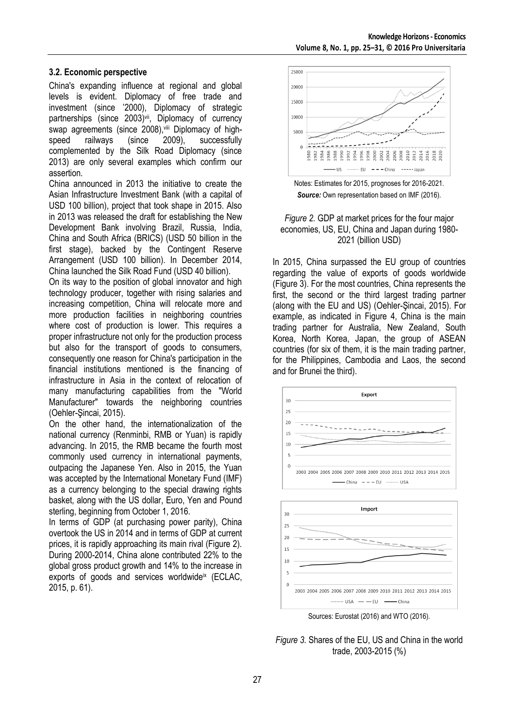### 3.2. Economic perspective

China's expanding influence at regional and global levels is evident. Diplomacy of free trade and investment (since '2000), Diplomacy of strategic partnerships (since 2003)[vii], Diplomacy of currency swap agreements (since 2008),[viii] Diplomacy of high-speed railways (since 2009), successfully complemented by the Silk Road Diplomacy (since 2013) are only several examples which confirm our assertion.

China announced in 2013 the initiative to create the Asian Infrastructure Investment Bank (with a capital of USD 100 billion), project that took shape in 2015. Also in 2013 was released the draft for establishing the New Development Bank involving Brazil, Russia, India, China and South Africa (BRICS) (USD 50 billion in the first stage), backed by the Contingent Reserve Arrangement (USD 100 billion). In December 2014, China launched the Silk Road Fund (USD 40 billion).

On its way to the position of global innovator and high technology producer, together with rising salaries and increasing competition, China will relocate more and more production facilities in neighboring countries where cost of production is lower. This requires a proper infrastructure not only for the production process but also for the transport of goods to consumers, consequently one reason for China's participation in the financial institutions mentioned is the financing of infrastructure in Asia in the context of relocation of many manufacturing capabilities from the "World Manufacturer" towards the neighboring countries (Oehler-Şincai, 2015).

On the other hand, the internationalization of the national currency (Renminbi, RMB or Yuan) is rapidly advancing. In 2015, the RMB became the fourth most commonly used currency in international payments, outpacing the Japanese Yen. Also in 2015, the Yuan was accepted by the International Monetary Fund (IMF) as a currency belonging to the special drawing rights basket, along with the US dollar, Euro, Yen and Pound sterling, beginning from October 1, 2016.

In terms of GDP (at purchasing power parity), China overtook the US in 2014 and in terms of GDP at current prices, it is rapidly approaching its main rival (Figure 2). During 2000-2014, China alone contributed 22% to the global gross product growth and 14% to the increase in exports of goods and services worldwide[ix] (ECLAC, 2015, p. 61).

Notes: Estimates for 2015, prognoses for 2016-2021.
***Source:*** Own representation based on IMF (2016).

*Figure 2.* GDP at market prices for the four major economies, US, EU, China and Japan during 1980-2021 (billion USD)

In 2015, China surpassed the EU group of countries regarding the value of exports of goods worldwide (Figure 3). For the most countries, China represents the first, the second or the third largest trading partner (along with the EU and US) (Oehler-Şincai, 2015). For example, as indicated in Figure 4, China is the main trading partner for Australia, New Zealand, South Korea, North Korea, Japan, the group of ASEAN countries (for six of them, it is the main trading partner, for the Philippines, Cambodia and Laos, the second and for Brunei the third).

Sources: Eurostat (2016) and WTO (2016).

*Figure 3.* Shares of the EU, US and China in the world trade, 2003-2015 (%)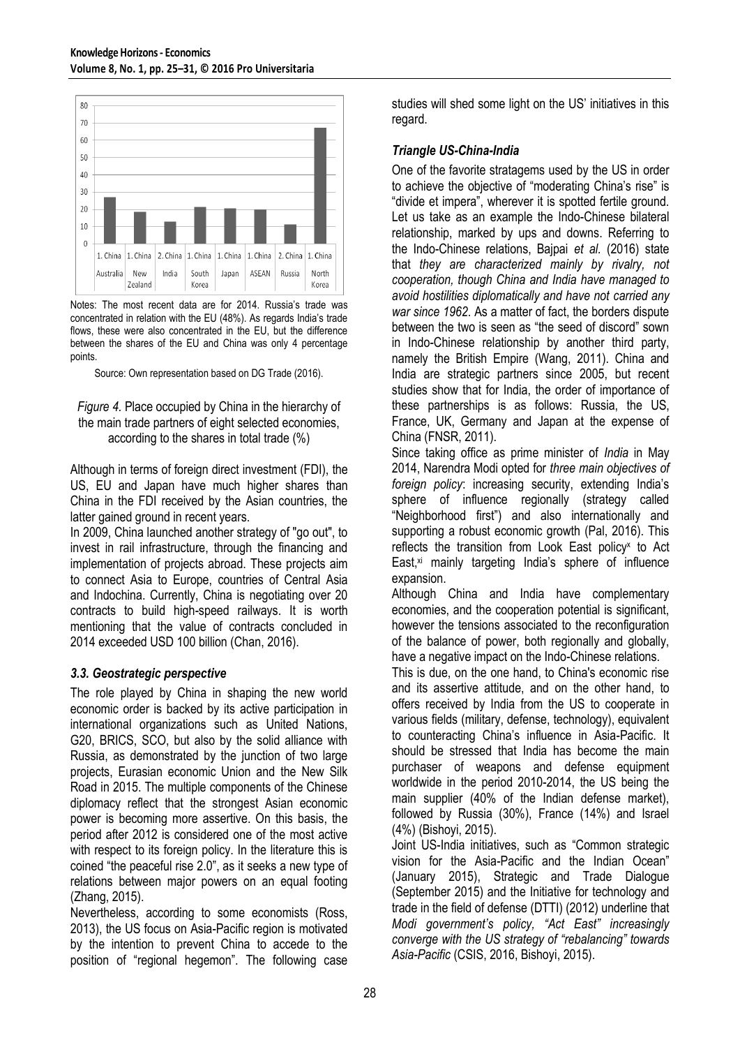Notes: The most recent data are for 2014. Russia's trade was concentrated in relation with the EU (48%). As regards India's trade flows, these were also concentrated in the EU, but the difference between the shares of the EU and China was only 4 percentage points.

Source: Own representation based on DG Trade (2016).

*Figure 4.* Place occupied by China in the hierarchy of the main trade partners of eight selected economies, according to the shares in total trade (%)

Although in terms of foreign direct investment (FDI), the US, EU and Japan have much higher shares than China in the FDI received by the Asian countries, the latter gained ground in recent years.

In 2009, China launched another strategy of "go out", to invest in rail infrastructure, through the financing and implementation of projects abroad. These projects aim to connect Asia to Europe, countries of Central Asia and Indochina. Currently, China is negotiating over 20 contracts to build high-speed railways. It is worth mentioning that the value of contracts concluded in 2014 exceeded USD 100 billion (Chan, 2016).

### *3.3. Geostrategic perspective*

The role played by China in shaping the new world economic order is backed by its active participation in international organizations such as United Nations, G20, BRICS, SCO, but also by the solid alliance with Russia, as demonstrated by the junction of two large projects, Eurasian economic Union and the New Silk Road in 2015. The multiple components of the Chinese diplomacy reflect that the strongest Asian economic power is becoming more assertive. On this basis, the period after 2012 is considered one of the most active with respect to its foreign policy. In the literature this is coined "the peaceful rise 2.0", as it seeks a new type of relations between major powers on an equal footing (Zhang, 2015).

Nevertheless, according to some economists (Ross, 2013), the US focus on Asia-Pacific region is motivated by the intention to prevent China to accede to the position of "regional hegemon". The following case studies will shed some light on the US' initiatives in this regard.

#### *Triangle US-China-India*

One of the favorite stratagems used by the US in order to achieve the objective of "moderating China's rise" is "divide et impera", wherever it is spotted fertile ground. Let us take as an example the Indo-Chinese bilateral relationship, marked by ups and downs. Referring to the Indo-Chinese relations, Bajpai *et al.* (2016) state that *they are characterized mainly by rivalry, not cooperation, though China and India have managed to avoid hostilities diplomatically and have not carried any war since 1962*. As a matter of fact, the borders dispute between the two is seen as "the seed of discord" sown in Indo-Chinese relationship by another third party, namely the British Empire (Wang, 2011). China and India are strategic partners since 2005, but recent studies show that for India, the order of importance of these partnerships is as follows: Russia, the US, France, UK, Germany and Japan at the expense of China (FNSR, 2011).

Since taking office as prime minister of *India* in May 2014, Narendra Modi opted for *three main objectives of foreign policy*: increasing security, extending India's sphere of influence regionally (strategy called "Neighborhood first") and also internationally and supporting a robust economic growth (Pal, 2016). This reflects the transition from Look East policy[x] to Act East,[xi] mainly targeting India's sphere of influence expansion.

Although China and India have complementary economies, and the cooperation potential is significant, however the tensions associated to the reconfiguration of the balance of power, both regionally and globally, have a negative impact on the Indo-Chinese relations.

This is due, on the one hand, to China's economic rise and its assertive attitude, and on the other hand, to offers received by India from the US to cooperate in various fields (military, defense, technology), equivalent to counteracting China's influence in Asia-Pacific. It should be stressed that India has become the main purchaser of weapons and defense equipment worldwide in the period 2010-2014, the US being the main supplier (40% of the Indian defense market), followed by Russia (30%), France (14%) and Israel (4%) (Bishoyi, 2015).

Joint US-India initiatives, such as "Common strategic vision for the Asia-Pacific and the Indian Ocean" (January 2015), Strategic and Trade Dialogue (September 2015) and the Initiative for technology and trade in the field of defense (DTTI) (2012) underline that *Modi government's policy, "Act East" increasingly converge with the US strategy of "rebalancing" towards Asia-Pacific* (CSIS, 2016, Bishoyi, 2015).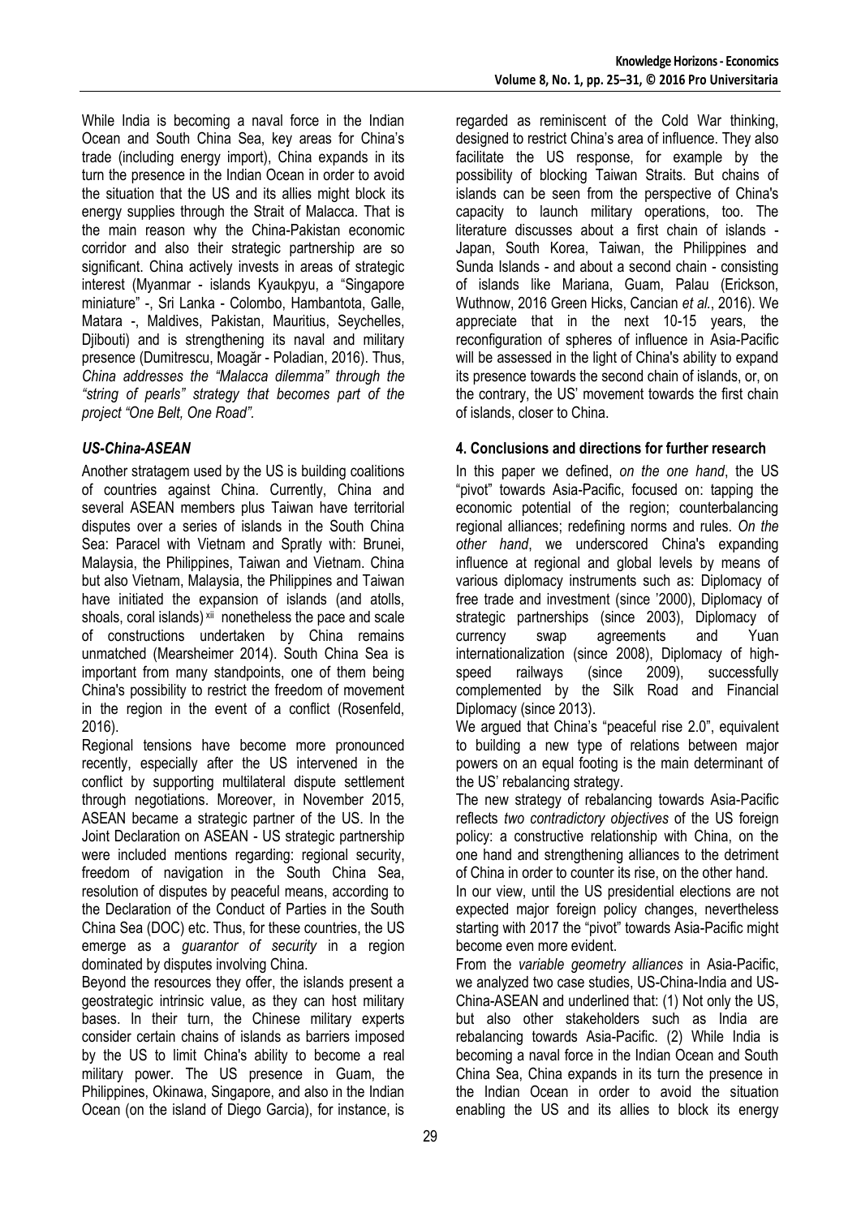While India is becoming a naval force in the Indian Ocean and South China Sea, key areas for China's trade (including energy import), China expands in its turn the presence in the Indian Ocean in order to avoid the situation that the US and its allies might block its energy supplies through the Strait of Malacca. That is the main reason why the China-Pakistan economic corridor and also their strategic partnership are so significant. China actively invests in areas of strategic interest (Myanmar - islands Kyaukpyu, a "Singapore miniature" -, Sri Lanka - Colombo, Hambantota, Galle, Matara -, Maldives, Pakistan, Mauritius, Seychelles, Djibouti) and is strengthening its naval and military presence (Dumitrescu, Moagăr - Poladian, 2016). Thus, *China addresses the "Malacca dilemma" through the "string of pearls" strategy that becomes part of the project "One Belt, One Road"*.

### *US-China-ASEAN*

Another stratagem used by the US is building coalitions of countries against China. Currently, China and several ASEAN members plus Taiwan have territorial disputes over a series of islands in the South China Sea: Paracel with Vietnam and Spratly with: Brunei, Malaysia, the Philippines, Taiwan and Vietnam. China but also Vietnam, Malaysia, the Philippines and Taiwan have initiated the expansion of islands (and atolls, shoals, coral islands) [xii] nonetheless the pace and scale of constructions undertaken by China remains unmatched (Mearsheimer 2014). South China Sea is important from many standpoints, one of them being China's possibility to restrict the freedom of movement in the region in the event of a conflict (Rosenfeld, 2016).

Regional tensions have become more pronounced recently, especially after the US intervened in the conflict by supporting multilateral dispute settlement through negotiations. Moreover, in November 2015, ASEAN became a strategic partner of the US. In the Joint Declaration on ASEAN - US strategic partnership were included mentions regarding: regional security, freedom of navigation in the South China Sea, resolution of disputes by peaceful means, according to the Declaration of the Conduct of Parties in the South China Sea (DOC) etc. Thus, for these countries, the US emerge as a *guarantor of security* in a region dominated by disputes involving China.

Beyond the resources they offer, the islands present a geostrategic intrinsic value, as they can host military bases. In their turn, the Chinese military experts consider certain chains of islands as barriers imposed by the US to limit China's ability to become a real military power. The US presence in Guam, the Philippines, Okinawa, Singapore, and also in the Indian Ocean (on the island of Diego Garcia), for instance, is regarded as reminiscent of the Cold War thinking, designed to restrict China's area of influence. They also facilitate the US response, for example by the possibility of blocking Taiwan Straits. But chains of islands can be seen from the perspective of China's capacity to launch military operations, too. The literature discusses about a first chain of islands - Japan, South Korea, Taiwan, the Philippines and Sunda Islands - and about a second chain - consisting of islands like Mariana, Guam, Palau (Erickson, Wuthnow, 2016 Green Hicks, Cancian *et al.*, 2016). We appreciate that in the next 10-15 years, the reconfiguration of spheres of influence in Asia-Pacific will be assessed in the light of China's ability to expand its presence towards the second chain of islands, or, on the contrary, the US' movement towards the first chain of islands, closer to China.

## 4. Conclusions and directions for further research

In this paper we defined, *on the one hand*, the US "pivot" towards Asia-Pacific, focused on: tapping the economic potential of the region; counterbalancing regional alliances; redefining norms and rules. *On the other hand*, we underscored China's expanding influence at regional and global levels by means of various diplomacy instruments such as: Diplomacy of free trade and investment (since '2000), Diplomacy of strategic partnerships (since 2003), Diplomacy of currency swap agreements and Yuan internationalization (since 2008), Diplomacy of high-speed railways (since 2009), successfully complemented by the Silk Road and Financial Diplomacy (since 2013).

We argued that China's "peaceful rise 2.0", equivalent to building a new type of relations between major powers on an equal footing is the main determinant of the US' rebalancing strategy.

The new strategy of rebalancing towards Asia-Pacific reflects *two contradictory objectives* of the US foreign policy: a constructive relationship with China, on the one hand and strengthening alliances to the detriment of China in order to counter its rise, on the other hand.

In our view, until the US presidential elections are not expected major foreign policy changes, nevertheless starting with 2017 the "pivot" towards Asia-Pacific might become even more evident.

From the *variable geometry alliances* in Asia-Pacific, we analyzed two case studies, US-China-India and US-China-ASEAN and underlined that: (1) Not only the US, but also other stakeholders such as India are rebalancing towards Asia-Pacific. (2) While India is becoming a naval force in the Indian Ocean and South China Sea, China expands in its turn the presence in the Indian Ocean in order to avoid the situation enabling the US and its allies to block its energy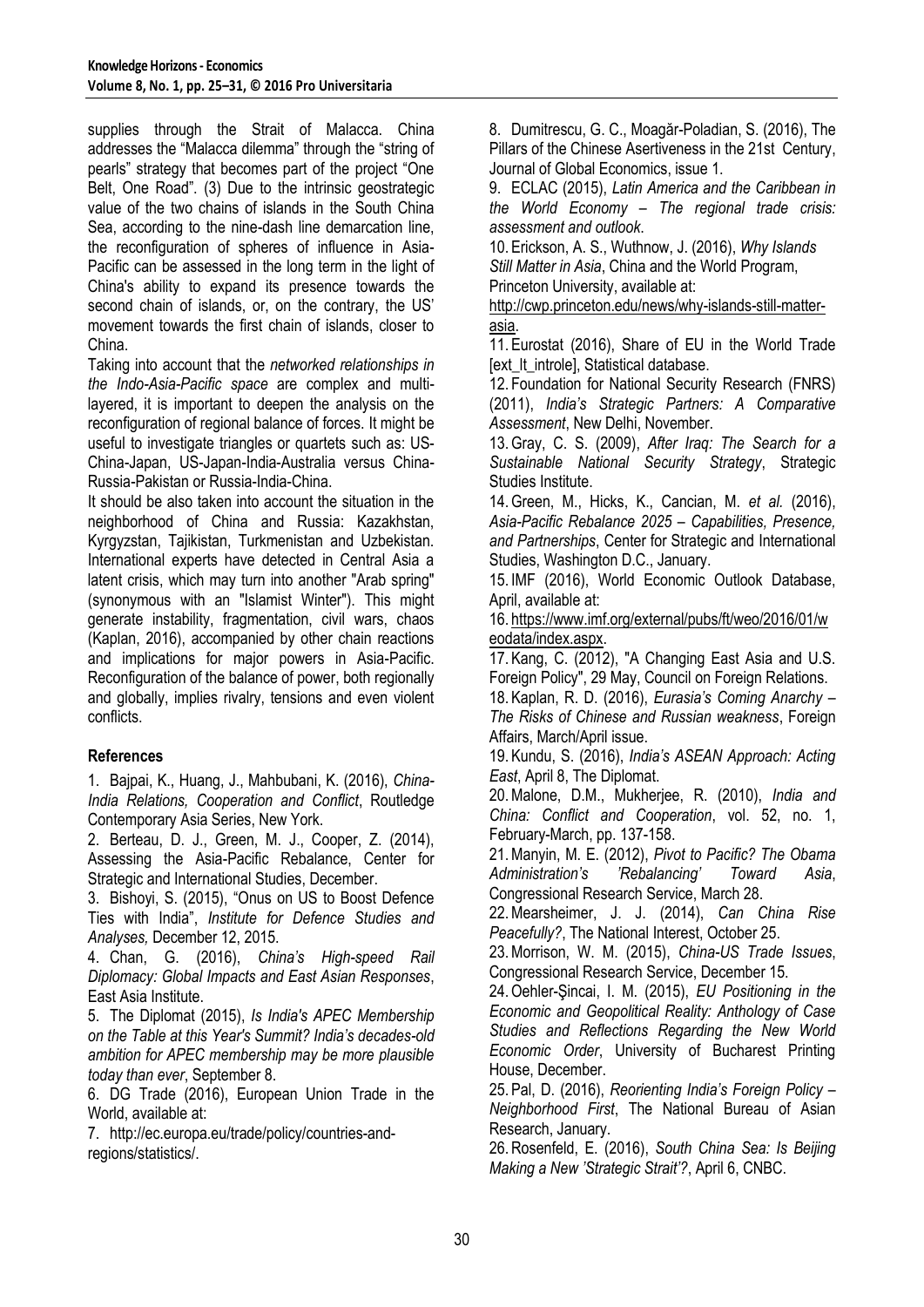supplies through the Strait of Malacca. China addresses the "Malacca dilemma" through the "string of pearls" strategy that becomes part of the project "One Belt, One Road". (3) Due to the intrinsic geostrategic value of the two chains of islands in the South China Sea, according to the nine-dash line demarcation line, the reconfiguration of spheres of influence in Asia-Pacific can be assessed in the long term in the light of China's ability to expand its presence towards the second chain of islands, or, on the contrary, the US' movement towards the first chain of islands, closer to China.

Taking into account that the *networked relationships in the Indo-Asia-Pacific space* are complex and multi-layered, it is important to deepen the analysis on the reconfiguration of regional balance of forces. It might be useful to investigate triangles or quartets such as: US-China-Japan, US-Japan-India-Australia versus China-Russia-Pakistan or Russia-India-China.

It should be also taken into account the situation in the neighborhood of China and Russia: Kazakhstan, Kyrgyzstan, Tajikistan, Turkmenistan and Uzbekistan. International experts have detected in Central Asia a latent crisis, which may turn into another "Arab spring" (synonymous with an "Islamist Winter"). This might generate instability, fragmentation, civil wars, chaos (Kaplan, 2016), accompanied by other chain reactions and implications for major powers in Asia-Pacific. Reconfiguration of the balance of power, both regionally and globally, implies rivalry, tensions and even violent conflicts.

## References

1. Bajpai, K., Huang, J., Mahbubani, K. (2016), *China-India Relations, Cooperation and Conflict*, Routledge Contemporary Asia Series, New York.
2. Berteau, D. J., Green, M. J., Cooper, Z. (2014), Assessing the Asia-Pacific Rebalance, Center for Strategic and International Studies, December.
3. Bishoyi, S. (2015), "Onus on US to Boost Defence Ties with India", *Institute for Defence Studies and Analyses,* December 12, 2015.
4. Chan, G. (2016), *China's High-speed Rail Diplomacy: Global Impacts and East Asian Responses*, East Asia Institute.
5. The Diplomat (2015), *Is India's APEC Membership on the Table at this Year's Summit? India's decades-old ambition for APEC membership may be more plausible today than ever*, September 8.
6. DG Trade (2016), European Union Trade in the World, available at:
7. http://ec.europa.eu/trade/policy/countries-and-regions/statistics/.
8. Dumitrescu, G. C., Moagăr-Poladian, S. (2016), The Pillars of the Chinese Asertiveness in the 21st Century, Journal of Global Economics, issue 1.
9. ECLAC (2015), *Latin America and the Caribbean in the World Economy – The regional trade crisis: assessment and outlook.*
10. Erickson, A. S., Wuthnow, J. (2016), *Why Islands Still Matter in Asia*, China and the World Program, Princeton University, available at: http://cwp.princeton.edu/news/why-islands-still-matter-asia.
11. Eurostat (2016), Share of EU in the World Trade [ext_lt_introle], Statistical database.
12. Foundation for National Security Research (FNRS) (2011), *India's Strategic Partners: A Comparative Assessment*, New Delhi, November.
13. Gray, C. S. (2009), *After Iraq: The Search for a Sustainable National Security Strategy*, Strategic Studies Institute.
14. Green, M., Hicks, K., Cancian, M. *et al.* (2016), *Asia-Pacific Rebalance 2025 – Capabilities, Presence, and Partnerships*, Center for Strategic and International Studies, Washington D.C., January.
15. IMF (2016), World Economic Outlook Database, April, available at:
16. https://www.imf.org/external/pubs/ft/weo/2016/01/weodata/index.aspx.
17. Kang, C. (2012), "A Changing East Asia and U.S. Foreign Policy", 29 May, Council on Foreign Relations.
18. Kaplan, R. D. (2016), *Eurasia's Coming Anarchy – The Risks of Chinese and Russian weakness*, Foreign Affairs, March/April issue.
19. Kundu, S. (2016), *India's ASEAN Approach: Acting East*, April 8, The Diplomat.
20. Malone, D.M., Mukherjee, R. (2010), *India and China: Conflict and Cooperation*, vol. 52, no. 1, February-March, pp. 137-158.
21. Manyin, M. E. (2012), *Pivot to Pacific? The Obama Administration's 'Rebalancing' Toward Asia*, Congressional Research Service, March 28.
22. Mearsheimer, J. J. (2014), *Can China Rise Peacefully?*, The National Interest, October 25.
23. Morrison, W. M. (2015), *China-US Trade Issues*, Congressional Research Service, December 15.
24. Oehler-Şincai, I. M. (2015), *EU Positioning in the Economic and Geopolitical Reality: Anthology of Case Studies and Reflections Regarding the New World Economic Order*, University of Bucharest Printing House, December.
25. Pal, D. (2016), *Reorienting India's Foreign Policy – Neighborhood First*, The National Bureau of Asian Research, January.
26. Rosenfeld, E. (2016), *South China Sea: Is Beijing Making a New 'Strategic Strait'?*, April 6, CNBC.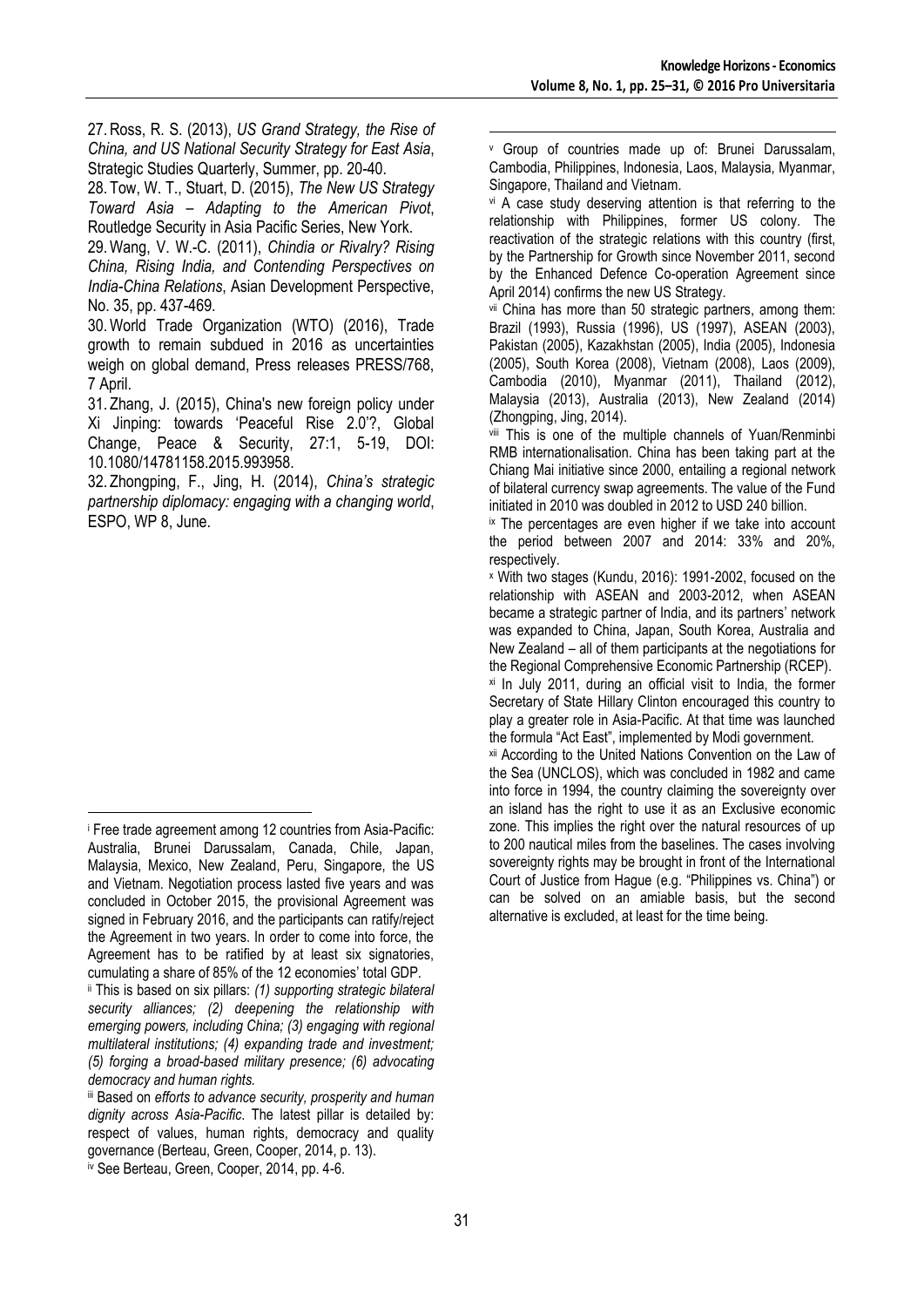27. Ross, R. S. (2013), *US Grand Strategy, the Rise of China, and US National Security Strategy for East Asia*, Strategic Studies Quarterly, Summer, pp. 20-40.

28. Tow, W. T., Stuart, D. (2015), *The New US Strategy Toward Asia – Adapting to the American Pivot*, Routledge Security in Asia Pacific Series, New York.

29. Wang, V. W.-C. (2011), *Chindia or Rivalry? Rising China, Rising India, and Contending Perspectives on India-China Relations*, Asian Development Perspective, No. 35, pp. 437-469.

30. World Trade Organization (WTO) (2016), Trade growth to remain subdued in 2016 as uncertainties weigh on global demand, Press releases PRESS/768, 7 April.

31. Zhang, J. (2015), China's new foreign policy under Xi Jinping: towards 'Peaceful Rise 2.0'?, Global Change, Peace & Security, 27:1, 5-19, DOI: 10.1080/14781158.2015.993958.

32. Zhongping, F., Jing, H. (2014), *China's strategic partnership diplomacy: engaging with a changing world*, ESPO, WP 8, June.

---

[i] Free trade agreement among 12 countries from Asia-Pacific: Australia, Brunei Darussalam, Canada, Chile, Japan, Malaysia, Mexico, New Zealand, Peru, Singapore, the US and Vietnam. Negotiation process lasted five years and was concluded in October 2015, the provisional Agreement was signed in February 2016, and the participants can ratify/reject the Agreement in two years. In order to come into force, the Agreement has to be ratified by at least six signatories, cumulating a share of 85% of the 12 economies' total GDP.

[ii] This is based on six pillars: *(1) supporting strategic bilateral security alliances; (2) deepening the relationship with emerging powers, including China; (3) engaging with regional multilateral institutions; (4) expanding trade and investment; (5) forging a broad-based military presence; (6) advocating democracy and human rights.*

[iii] Based on *efforts to advance security, prosperity and human dignity across Asia-Pacific*. The latest pillar is detailed by: respect of values, human rights, democracy and quality governance (Berteau, Green, Cooper, 2014, p. 13).

[iv] See Berteau, Green, Cooper, 2014, pp. 4-6.

[v] Group of countries made up of: Brunei Darussalam, Cambodia, Philippines, Indonesia, Laos, Malaysia, Myanmar, Singapore, Thailand and Vietnam.

[vi] A case study deserving attention is that referring to the relationship with Philippines, former US colony. The reactivation of the strategic relations with this country (first, by the Partnership for Growth since November 2011, second by the Enhanced Defence Co-operation Agreement since April 2014) confirms the new US Strategy.

[vii] China has more than 50 strategic partners, among them: Brazil (1993), Russia (1996), US (1997), ASEAN (2003), Pakistan (2005), Kazakhstan (2005), India (2005), Indonesia (2005), South Korea (2008), Vietnam (2008), Laos (2009), Cambodia (2010), Myanmar (2011), Thailand (2012), Malaysia (2013), Australia (2013), New Zealand (2014) (Zhongping, Jing, 2014).

[viii] This is one of the multiple channels of Yuan/Renminbi RMB internationalisation. China has been taking part at the Chiang Mai initiative since 2000, entailing a regional network of bilateral currency swap agreements. The value of the Fund initiated in 2010 was doubled in 2012 to USD 240 billion.

[ix] The percentages are even higher if we take into account the period between 2007 and 2014: 33% and 20%, respectively.

[x] With two stages (Kundu, 2016): 1991-2002, focused on the relationship with ASEAN and 2003-2012, when ASEAN became a strategic partner of India, and its partners' network was expanded to China, Japan, South Korea, Australia and New Zealand – all of them participants at the negotiations for the Regional Comprehensive Economic Partnership (RCEP).

[xi] In July 2011, during an official visit to India, the former Secretary of State Hillary Clinton encouraged this country to play a greater role in Asia-Pacific. At that time was launched the formula "Act East", implemented by Modi government.

[xii] According to the United Nations Convention on the Law of the Sea (UNCLOS), which was concluded in 1982 and came into force in 1994, the country claiming the sovereignty over an island has the right to use it as an Exclusive economic zone. This implies the right over the natural resources of up to 200 nautical miles from the baselines. The cases involving sovereignty rights may be brought in front of the International Court of Justice from Hague (e.g. "Philippines vs. China") or can be solved on an amiable basis, but the second alternative is excluded, at least for the time being.